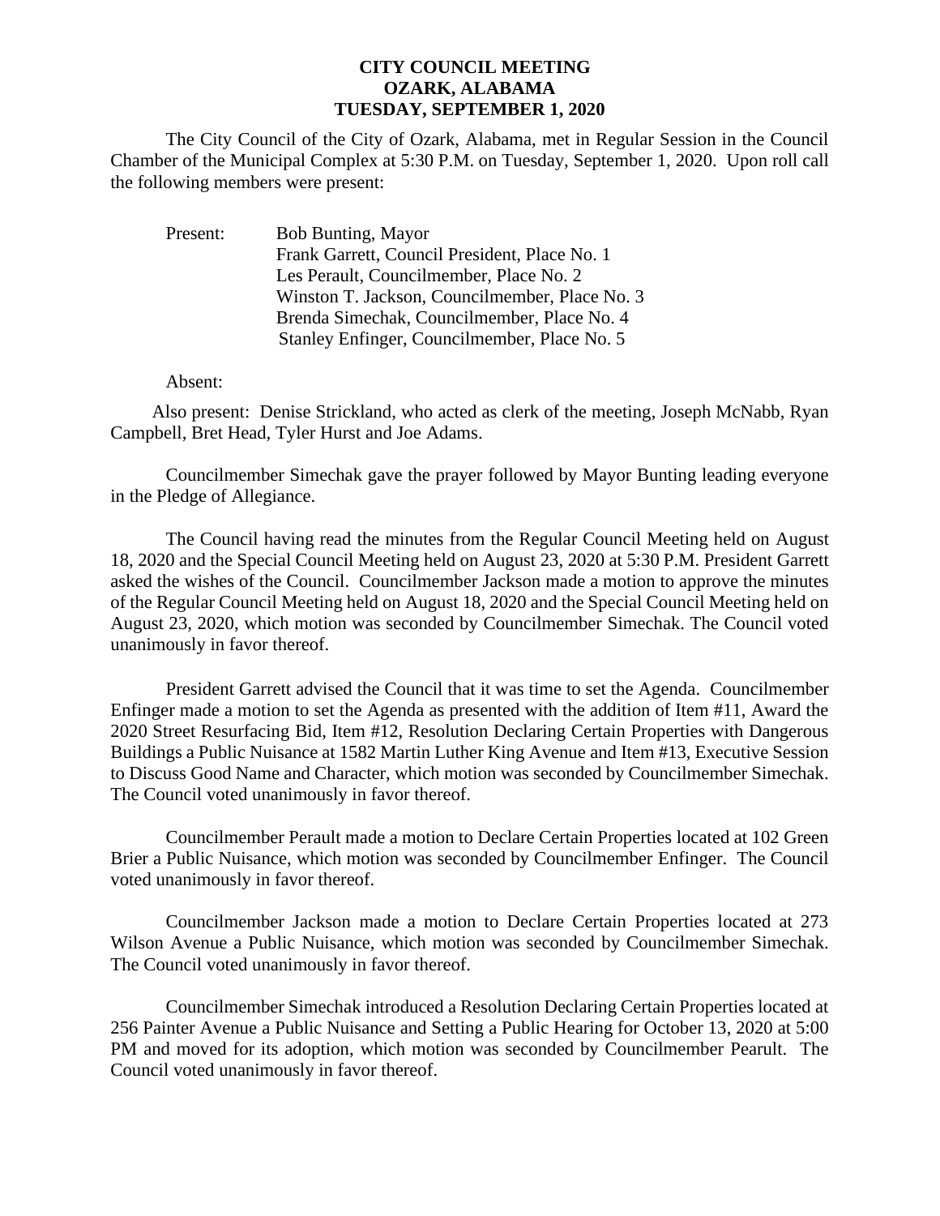**CITY COUNCIL MEETING**
**OZARK, ALABAMA**
**TUESDAY, SEPTEMBER 1, 2020**

The City Council of the City of Ozark, Alabama, met in Regular Session in the Council Chamber of the Municipal Complex at 5:30 P.M. on Tuesday, September 1, 2020. Upon roll call the following members were present:

Present: Bob Bunting, Mayor
Frank Garrett, Council President, Place No. 1
Les Perault, Councilmember, Place No. 2
Winston T. Jackson, Councilmember, Place No. 3
Brenda Simechak, Councilmember, Place No. 4
Stanley Enfinger, Councilmember, Place No. 5

Absent:

Also present: Denise Strickland, who acted as clerk of the meeting, Joseph McNabb, Ryan Campbell, Bret Head, Tyler Hurst and Joe Adams.

Councilmember Simechak gave the prayer followed by Mayor Bunting leading everyone in the Pledge of Allegiance.

The Council having read the minutes from the Regular Council Meeting held on August 18, 2020 and the Special Council Meeting held on August 23, 2020 at 5:30 P.M. President Garrett asked the wishes of the Council. Councilmember Jackson made a motion to approve the minutes of the Regular Council Meeting held on August 18, 2020 and the Special Council Meeting held on August 23, 2020, which motion was seconded by Councilmember Simechak. The Council voted unanimously in favor thereof.

President Garrett advised the Council that it was time to set the Agenda. Councilmember Enfinger made a motion to set the Agenda as presented with the addition of Item #11, Award the 2020 Street Resurfacing Bid, Item #12, Resolution Declaring Certain Properties with Dangerous Buildings a Public Nuisance at 1582 Martin Luther King Avenue and Item #13, Executive Session to Discuss Good Name and Character, which motion was seconded by Councilmember Simechak. The Council voted unanimously in favor thereof.

Councilmember Perault made a motion to Declare Certain Properties located at 102 Green Brier a Public Nuisance, which motion was seconded by Councilmember Enfinger. The Council voted unanimously in favor thereof.

Councilmember Jackson made a motion to Declare Certain Properties located at 273 Wilson Avenue a Public Nuisance, which motion was seconded by Councilmember Simechak. The Council voted unanimously in favor thereof.

Councilmember Simechak introduced a Resolution Declaring Certain Properties located at 256 Painter Avenue a Public Nuisance and Setting a Public Hearing for October 13, 2020 at 5:00 PM and moved for its adoption, which motion was seconded by Councilmember Pearult. The Council voted unanimously in favor thereof.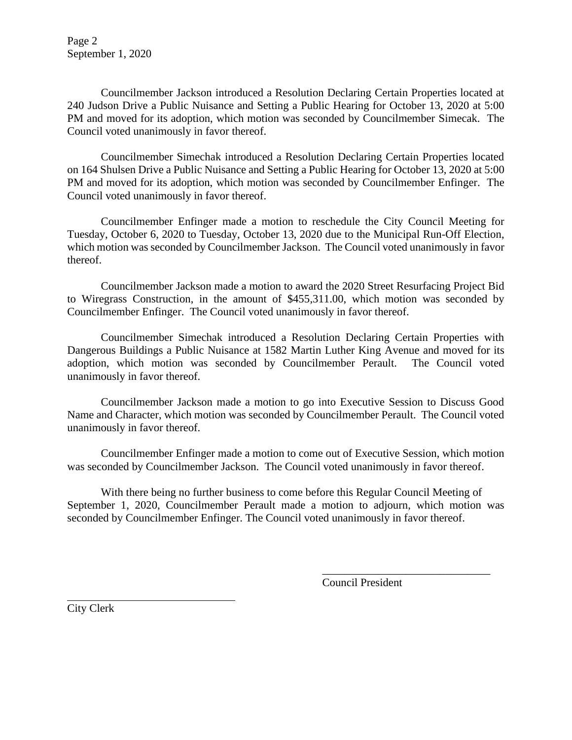Councilmember Jackson introduced a Resolution Declaring Certain Properties located at 240 Judson Drive a Public Nuisance and Setting a Public Hearing for October 13, 2020 at 5:00 PM and moved for its adoption, which motion was seconded by Councilmember Simecak. The Council voted unanimously in favor thereof.

Councilmember Simechak introduced a Resolution Declaring Certain Properties located on 164 Shulsen Drive a Public Nuisance and Setting a Public Hearing for October 13, 2020 at 5:00 PM and moved for its adoption, which motion was seconded by Councilmember Enfinger. The Council voted unanimously in favor thereof.

Councilmember Enfinger made a motion to reschedule the City Council Meeting for Tuesday, October 6, 2020 to Tuesday, October 13, 2020 due to the Municipal Run-Off Election, which motion was seconded by Councilmember Jackson. The Council voted unanimously in favor thereof.

Councilmember Jackson made a motion to award the 2020 Street Resurfacing Project Bid to Wiregrass Construction, in the amount of $455,311.00, which motion was seconded by Councilmember Enfinger. The Council voted unanimously in favor thereof.

Councilmember Simechak introduced a Resolution Declaring Certain Properties with Dangerous Buildings a Public Nuisance at 1582 Martin Luther King Avenue and moved for its adoption, which motion was seconded by Councilmember Perault. The Council voted unanimously in favor thereof.

Councilmember Jackson made a motion to go into Executive Session to Discuss Good Name and Character, which motion was seconded by Councilmember Perault. The Council voted unanimously in favor thereof.

Councilmember Enfinger made a motion to come out of Executive Session, which motion was seconded by Councilmember Jackson. The Council voted unanimously in favor thereof.

With there being no further business to come before this Regular Council Meeting of September 1, 2020, Councilmember Perault made a motion to adjourn, which motion was seconded by Councilmember Enfinger. The Council voted unanimously in favor thereof.

\_\_\_\_\_\_\_\_\_\_\_\_\_\_\_\_\_\_\_\_\_\_\_\_\_\_\_\_\_\_
Council President

\_\_\_\_\_\_\_\_\_\_\_\_\_\_\_\_\_\_\_\_\_\_\_\_\_\_\_\_\_\_
City Clerk